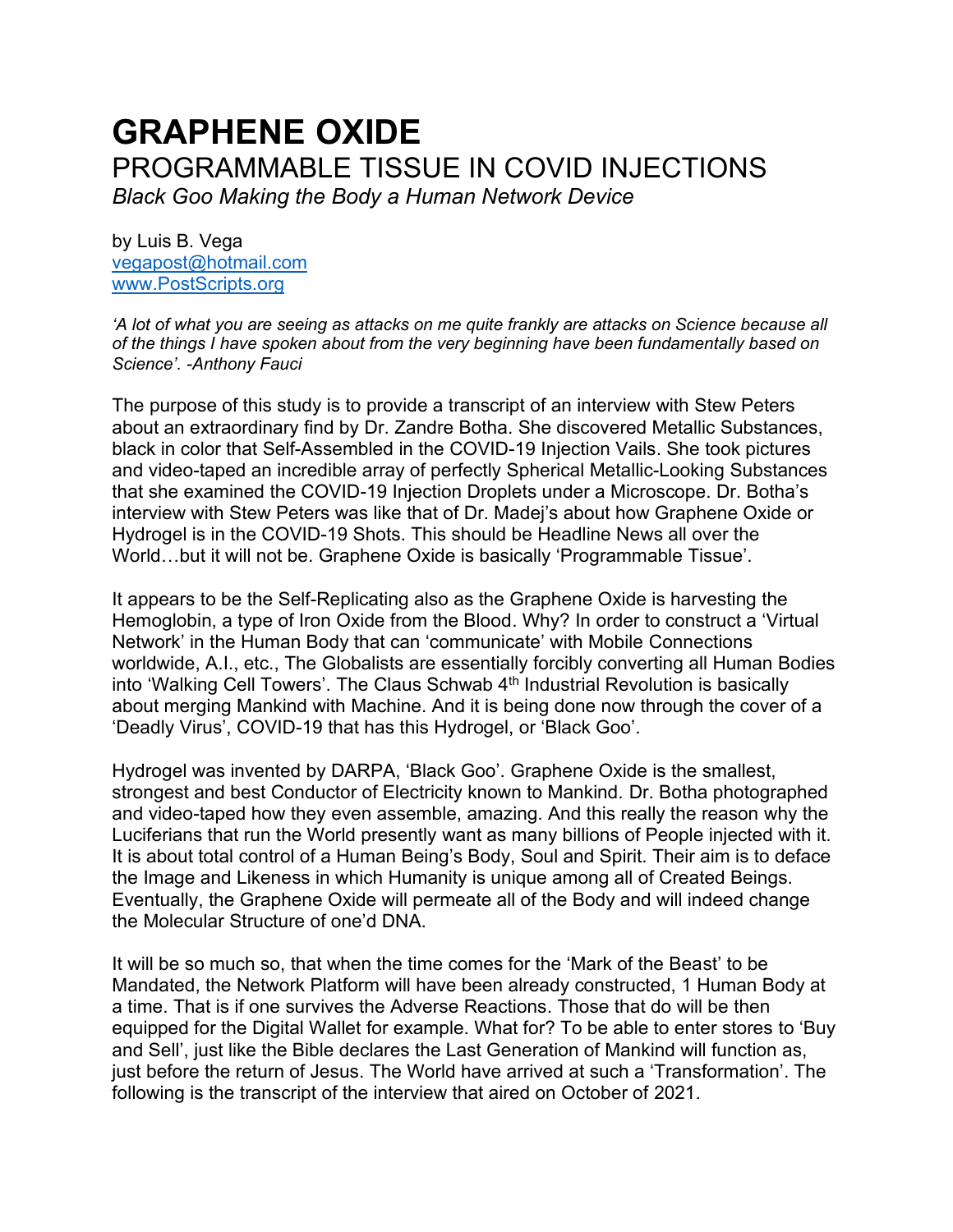# GRAPHENE OXIDE

## PROGRAMMABLE TISSUE IN COVID INJECTIONS

*Black Goo Making the Body a Human Network Device*

by Luis B. Vega
vegapost@hotmail.com
www.PostScripts.org

*'A lot of what you are seeing as attacks on me quite frankly are attacks on Science because all of the things I have spoken about from the very beginning have been fundamentally based on Science'. -Anthony Fauci*

The purpose of this study is to provide a transcript of an interview with Stew Peters about an extraordinary find by Dr. Zandre Botha. She discovered Metallic Substances, black in color that Self-Assembled in the COVID-19 Injection Vails. She took pictures and video-taped an incredible array of perfectly Spherical Metallic-Looking Substances that she examined the COVID-19 Injection Droplets under a Microscope. Dr. Botha's interview with Stew Peters was like that of Dr. Madej's about how Graphene Oxide or Hydrogel is in the COVID-19 Shots. This should be Headline News all over the World…but it will not be. Graphene Oxide is basically 'Programmable Tissue'.

It appears to be the Self-Replicating also as the Graphene Oxide is harvesting the Hemoglobin, a type of Iron Oxide from the Blood. Why? In order to construct a 'Virtual Network' in the Human Body that can 'communicate' with Mobile Connections worldwide, A.I., etc., The Globalists are essentially forcibly converting all Human Bodies into 'Walking Cell Towers'. The Claus Schwab 4th Industrial Revolution is basically about merging Mankind with Machine. And it is being done now through the cover of a 'Deadly Virus', COVID-19 that has this Hydrogel, or 'Black Goo'.

Hydrogel was invented by DARPA, 'Black Goo'. Graphene Oxide is the smallest, strongest and best Conductor of Electricity known to Mankind. Dr. Botha photographed and video-taped how they even assemble, amazing. And this really the reason why the Luciferians that run the World presently want as many billions of People injected with it. It is about total control of a Human Being's Body, Soul and Spirit. Their aim is to deface the Image and Likeness in which Humanity is unique among all of Created Beings. Eventually, the Graphene Oxide will permeate all of the Body and will indeed change the Molecular Structure of one'd DNA.

It will be so much so, that when the time comes for the 'Mark of the Beast' to be Mandated, the Network Platform will have been already constructed, 1 Human Body at a time. That is if one survives the Adverse Reactions. Those that do will be then equipped for the Digital Wallet for example. What for? To be able to enter stores to 'Buy and Sell', just like the Bible declares the Last Generation of Mankind will function as, just before the return of Jesus. The World have arrived at such a 'Transformation'. The following is the transcript of the interview that aired on October of 2021.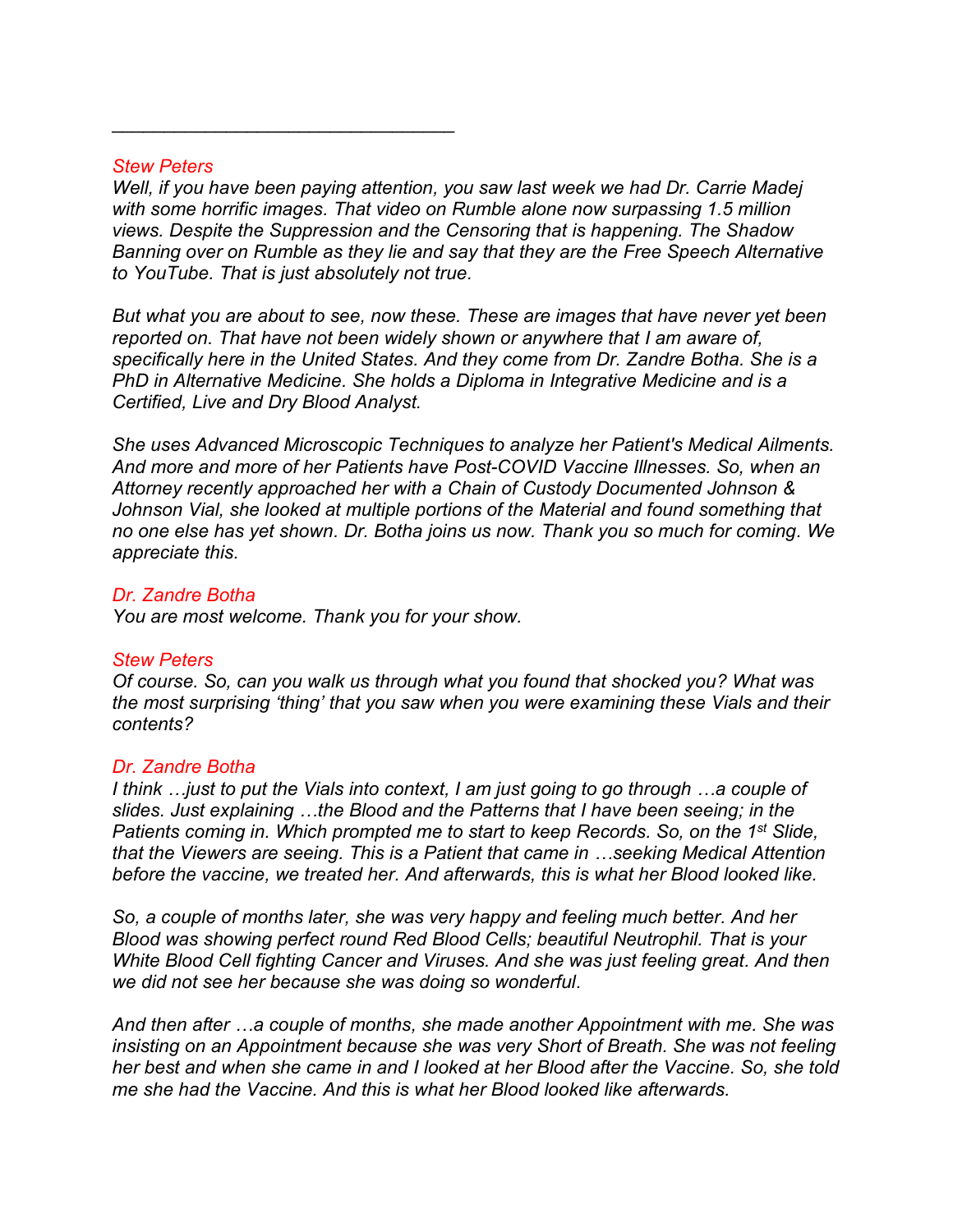___________________________________

*Stew Peters*
*Well, if you have been paying attention, you saw last week we had Dr. Carrie Madej with some horrific images. That video on Rumble alone now surpassing 1.5 million views. Despite the Suppression and the Censoring that is happening. The Shadow Banning over on Rumble as they lie and say that they are the Free Speech Alternative to YouTube. That is just absolutely not true.*

*But what you are about to see, now these. These are images that have never yet been reported on. That have not been widely shown or anywhere that I am aware of, specifically here in the United States. And they come from Dr. Zandre Botha. She is a PhD in Alternative Medicine. She holds a Diploma in Integrative Medicine and is a Certified, Live and Dry Blood Analyst.*

*She uses Advanced Microscopic Techniques to analyze her Patient's Medical Ailments. And more and more of her Patients have Post-COVID Vaccine Illnesses. So, when an Attorney recently approached her with a Chain of Custody Documented Johnson & Johnson Vial, she looked at multiple portions of the Material and found something that no one else has yet shown. Dr. Botha joins us now. Thank you so much for coming. We appreciate this.*

*Dr. Zandre Botha*
*You are most welcome. Thank you for your show.*

*Stew Peters*
*Of course. So, can you walk us through what you found that shocked you? What was the most surprising 'thing' that you saw when you were examining these Vials and their contents?*

*Dr. Zandre Botha*
*I think …just to put the Vials into context, I am just going to go through …a couple of slides. Just explaining …the Blood and the Patterns that I have been seeing; in the Patients coming in. Which prompted me to start to keep Records. So, on the 1st Slide, that the Viewers are seeing. This is a Patient that came in …seeking Medical Attention before the vaccine, we treated her. And afterwards, this is what her Blood looked like.*

*So, a couple of months later, she was very happy and feeling much better. And her Blood was showing perfect round Red Blood Cells; beautiful Neutrophil. That is your White Blood Cell fighting Cancer and Viruses. And she was just feeling great. And then we did not see her because she was doing so wonderful.*

*And then after …a couple of months, she made another Appointment with me. She was insisting on an Appointment because she was very Short of Breath. She was not feeling her best and when she came in and I looked at her Blood after the Vaccine. So, she told me she had the Vaccine. And this is what her Blood looked like afterwards.*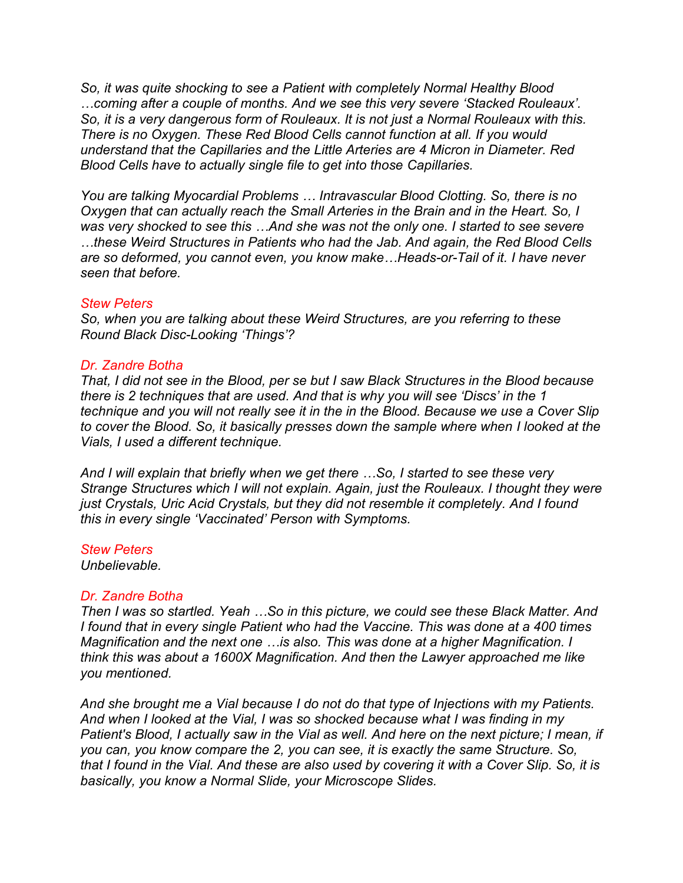*So, it was quite shocking to see a Patient with completely Normal Healthy Blood …coming after a couple of months. And we see this very severe 'Stacked Rouleaux'. So, it is a very dangerous form of Rouleaux. It is not just a Normal Rouleaux with this. There is no Oxygen. These Red Blood Cells cannot function at all. If you would understand that the Capillaries and the Little Arteries are 4 Micron in Diameter. Red Blood Cells have to actually single file to get into those Capillaries.*

*You are talking Myocardial Problems … Intravascular Blood Clotting. So, there is no Oxygen that can actually reach the Small Arteries in the Brain and in the Heart. So, I was very shocked to see this …And she was not the only one. I started to see severe …these Weird Structures in Patients who had the Jab. And again, the Red Blood Cells are so deformed, you cannot even, you know make…Heads-or-Tail of it. I have never seen that before.*

*Stew Peters*
*So, when you are talking about these Weird Structures, are you referring to these Round Black Disc-Looking 'Things'?*

*Dr. Zandre Botha*
*That, I did not see in the Blood, per se but I saw Black Structures in the Blood because there is 2 techniques that are used. And that is why you will see 'Discs' in the 1 technique and you will not really see it in the in the Blood. Because we use a Cover Slip to cover the Blood. So, it basically presses down the sample where when I looked at the Vials, I used a different technique.*

*And I will explain that briefly when we get there …So, I started to see these very Strange Structures which I will not explain. Again, just the Rouleaux. I thought they were just Crystals, Uric Acid Crystals, but they did not resemble it completely. And I found this in every single 'Vaccinated' Person with Symptoms.*

*Stew Peters*
*Unbelievable.*

*Dr. Zandre Botha*
*Then I was so startled. Yeah …So in this picture, we could see these Black Matter. And I found that in every single Patient who had the Vaccine. This was done at a 400 times Magnification and the next one …is also. This was done at a higher Magnification. I think this was about a 1600X Magnification. And then the Lawyer approached me like you mentioned.*

*And she brought me a Vial because I do not do that type of Injections with my Patients. And when I looked at the Vial, I was so shocked because what I was finding in my Patient's Blood, I actually saw in the Vial as well. And here on the next picture; I mean, if you can, you know compare the 2, you can see, it is exactly the same Structure. So, that I found in the Vial. And these are also used by covering it with a Cover Slip. So, it is basically, you know a Normal Slide, your Microscope Slides.*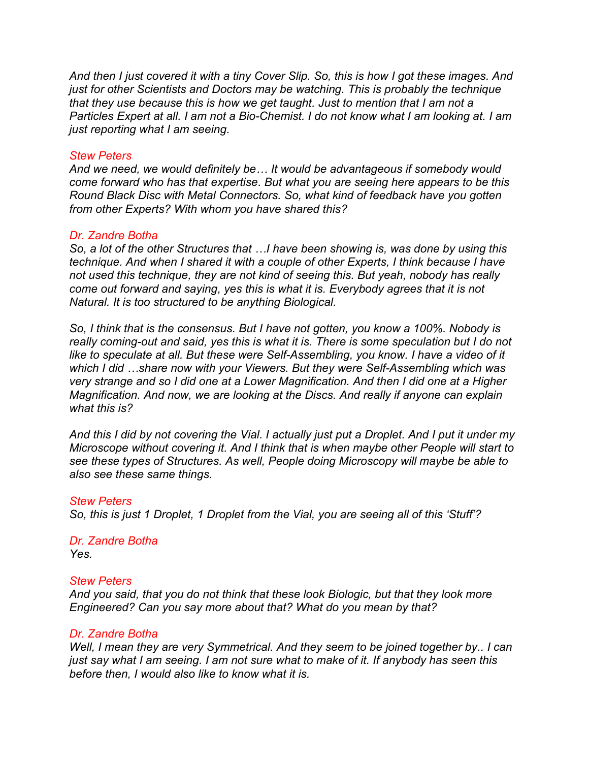*And then I just covered it with a tiny Cover Slip. So, this is how I got these images. And just for other Scientists and Doctors may be watching. This is probably the technique that they use because this is how we get taught. Just to mention that I am not a Particles Expert at all. I am not a Bio-Chemist. I do not know what I am looking at. I am just reporting what I am seeing.*

*Stew Peters*
*And we need, we would definitely be… It would be advantageous if somebody would come forward who has that expertise. But what you are seeing here appears to be this Round Black Disc with Metal Connectors. So, what kind of feedback have you gotten from other Experts? With whom you have shared this?*

*Dr. Zandre Botha*
*So, a lot of the other Structures that …I have been showing is, was done by using this technique. And when I shared it with a couple of other Experts, I think because I have not used this technique, they are not kind of seeing this. But yeah, nobody has really come out forward and saying, yes this is what it is. Everybody agrees that it is not Natural. It is too structured to be anything Biological.*

*So, I think that is the consensus. But I have not gotten, you know a 100%. Nobody is really coming-out and said, yes this is what it is. There is some speculation but I do not like to speculate at all. But these were Self-Assembling, you know. I have a video of it which I did …share now with your Viewers. But they were Self-Assembling which was very strange and so I did one at a Lower Magnification. And then I did one at a Higher Magnification. And now, we are looking at the Discs. And really if anyone can explain what this is?*

*And this I did by not covering the Vial. I actually just put a Droplet. And I put it under my Microscope without covering it. And I think that is when maybe other People will start to see these types of Structures. As well, People doing Microscopy will maybe be able to also see these same things.*

*Stew Peters*
*So, this is just 1 Droplet, 1 Droplet from the Vial, you are seeing all of this 'Stuff'?*

*Dr. Zandre Botha*
*Yes.*

*Stew Peters*
*And you said, that you do not think that these look Biologic, but that they look more Engineered? Can you say more about that? What do you mean by that?*

*Dr. Zandre Botha*
*Well, I mean they are very Symmetrical. And they seem to be joined together by.. I can just say what I am seeing. I am not sure what to make of it. If anybody has seen this before then, I would also like to know what it is.*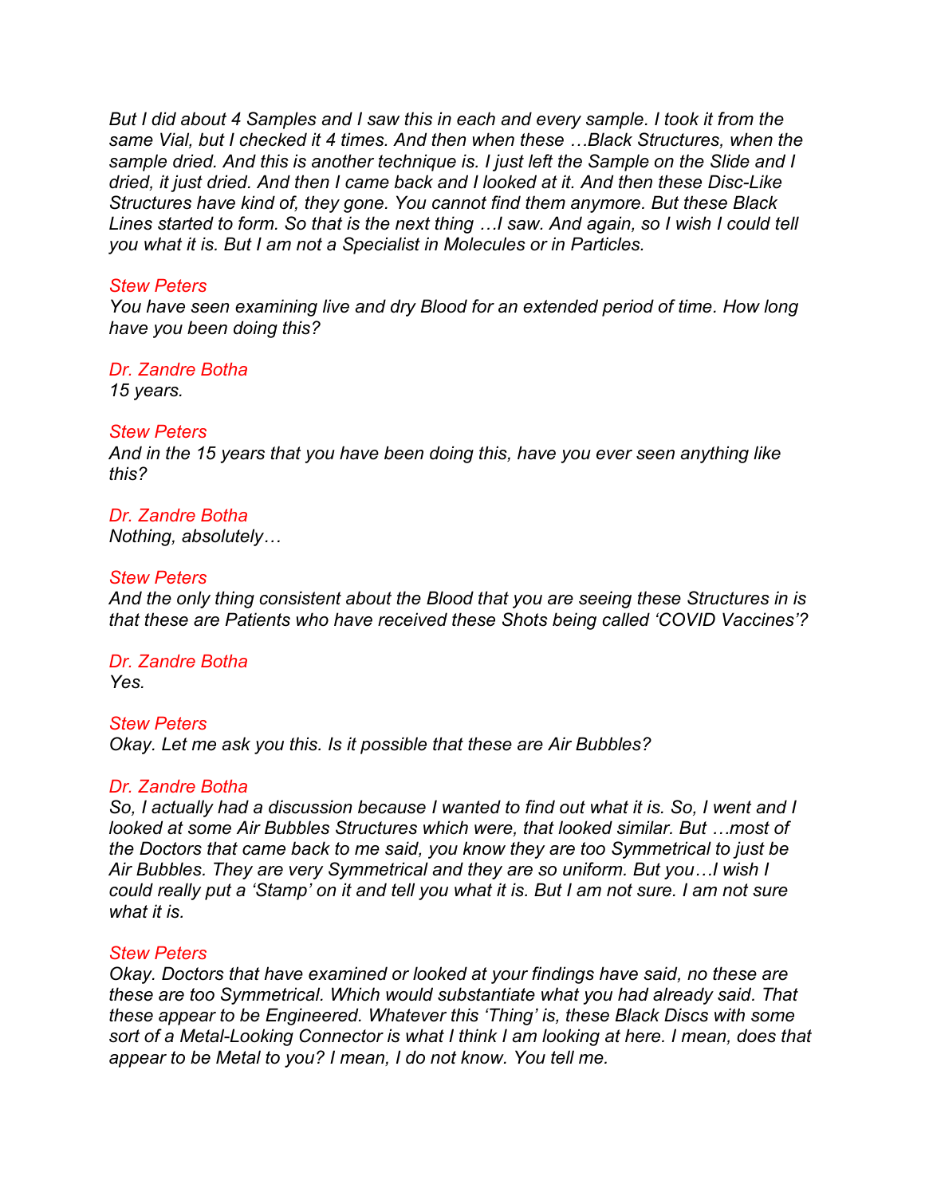*But I did about 4 Samples and I saw this in each and every sample. I took it from the same Vial, but I checked it 4 times. And then when these …Black Structures, when the sample dried. And this is another technique is. I just left the Sample on the Slide and I dried, it just dried. And then I came back and I looked at it. And then these Disc-Like Structures have kind of, they gone. You cannot find them anymore. But these Black Lines started to form. So that is the next thing …I saw. And again, so I wish I could tell you what it is. But I am not a Specialist in Molecules or in Particles.*

*Stew Peters*
*You have seen examining live and dry Blood for an extended period of time. How long have you been doing this?*

*Dr. Zandre Botha*
*15 years.*

*Stew Peters*
*And in the 15 years that you have been doing this, have you ever seen anything like this?*

*Dr. Zandre Botha*
*Nothing, absolutely…*

*Stew Peters*
*And the only thing consistent about the Blood that you are seeing these Structures in is that these are Patients who have received these Shots being called 'COVID Vaccines'?*

*Dr. Zandre Botha*
*Yes.*

*Stew Peters*
*Okay. Let me ask you this. Is it possible that these are Air Bubbles?*

*Dr. Zandre Botha*
*So, I actually had a discussion because I wanted to find out what it is. So, I went and I looked at some Air Bubbles Structures which were, that looked similar. But …most of the Doctors that came back to me said, you know they are too Symmetrical to just be Air Bubbles. They are very Symmetrical and they are so uniform. But you…I wish I could really put a 'Stamp' on it and tell you what it is. But I am not sure. I am not sure what it is.*

*Stew Peters*
*Okay. Doctors that have examined or looked at your findings have said, no these are these are too Symmetrical. Which would substantiate what you had already said. That these appear to be Engineered. Whatever this 'Thing' is, these Black Discs with some sort of a Metal-Looking Connector is what I think I am looking at here. I mean, does that appear to be Metal to you? I mean, I do not know. You tell me.*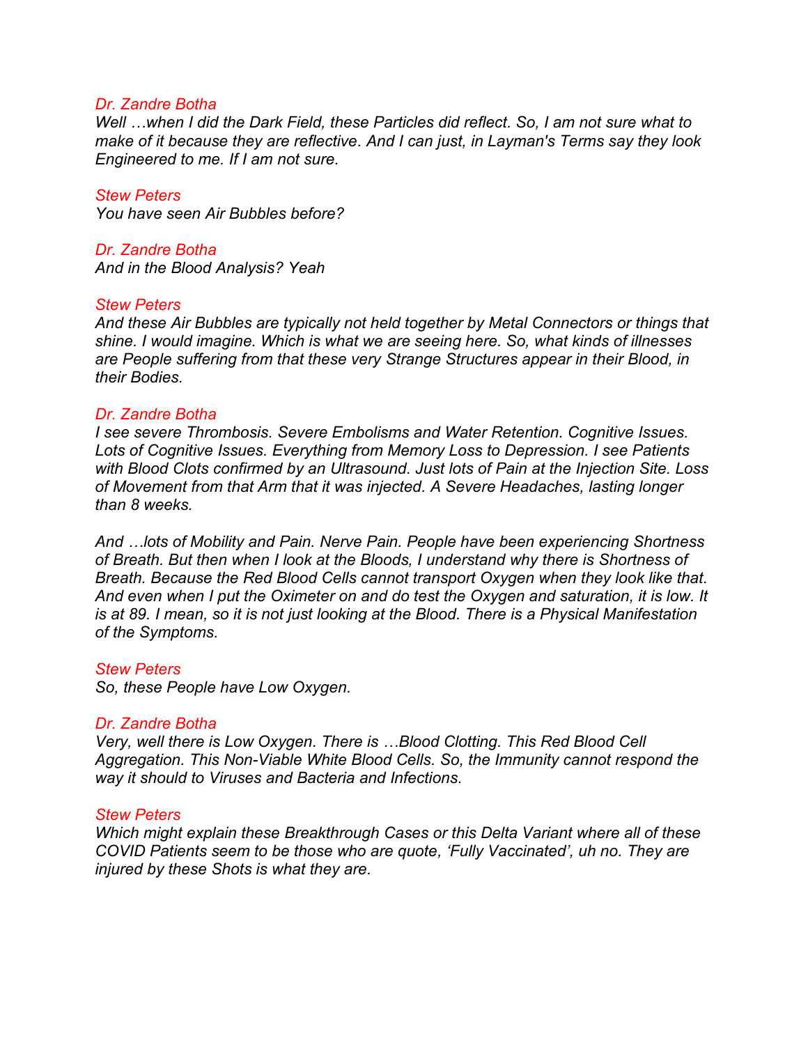*Dr. Zandre Botha*
*Well …when I did the Dark Field, these Particles did reflect. So, I am not sure what to make of it because they are reflective. And I can just, in Layman's Terms say they look Engineered to me. If I am not sure.*

*Stew Peters*
*You have seen Air Bubbles before?*

*Dr. Zandre Botha*
*And in the Blood Analysis? Yeah*

*Stew Peters*
*And these Air Bubbles are typically not held together by Metal Connectors or things that shine. I would imagine. Which is what we are seeing here. So, what kinds of illnesses are People suffering from that these very Strange Structures appear in their Blood, in their Bodies.*

*Dr. Zandre Botha*
*I see severe Thrombosis. Severe Embolisms and Water Retention. Cognitive Issues. Lots of Cognitive Issues. Everything from Memory Loss to Depression. I see Patients with Blood Clots confirmed by an Ultrasound. Just lots of Pain at the Injection Site. Loss of Movement from that Arm that it was injected. A Severe Headaches, lasting longer than 8 weeks.*

*And …lots of Mobility and Pain. Nerve Pain. People have been experiencing Shortness of Breath. But then when I look at the Bloods, I understand why there is Shortness of Breath. Because the Red Blood Cells cannot transport Oxygen when they look like that. And even when I put the Oximeter on and do test the Oxygen and saturation, it is low. It is at 89. I mean, so it is not just looking at the Blood. There is a Physical Manifestation of the Symptoms.*

*Stew Peters*
*So, these People have Low Oxygen.*

*Dr. Zandre Botha*
*Very, well there is Low Oxygen. There is …Blood Clotting. This Red Blood Cell Aggregation. This Non-Viable White Blood Cells. So, the Immunity cannot respond the way it should to Viruses and Bacteria and Infections.*

*Stew Peters*
*Which might explain these Breakthrough Cases or this Delta Variant where all of these COVID Patients seem to be those who are quote, 'Fully Vaccinated', uh no. They are injured by these Shots is what they are.*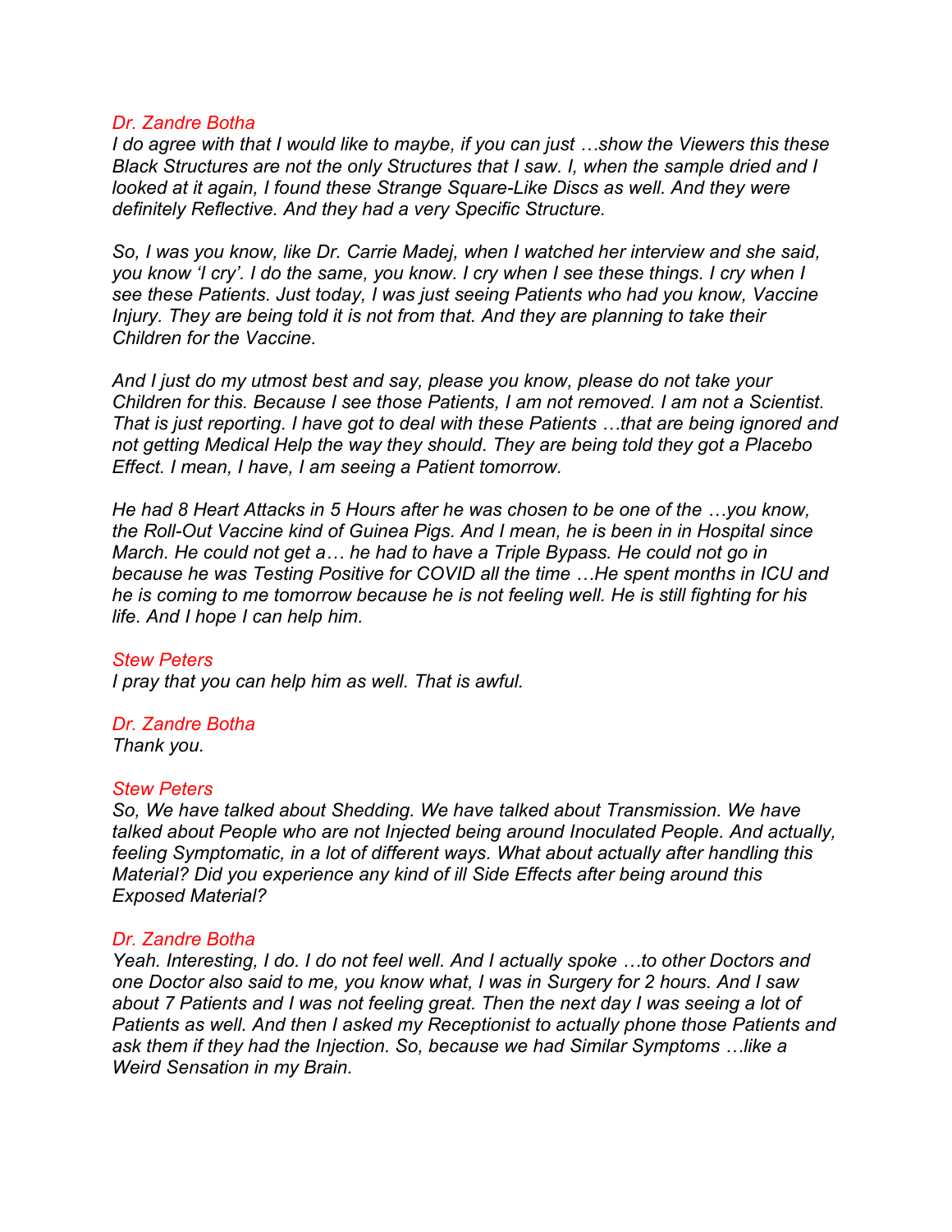*Dr. Zandre Botha*
*I do agree with that I would like to maybe, if you can just …show the Viewers this these Black Structures are not the only Structures that I saw. I, when the sample dried and I looked at it again, I found these Strange Square-Like Discs as well. And they were definitely Reflective. And they had a very Specific Structure.*

*So, I was you know, like Dr. Carrie Madej, when I watched her interview and she said, you know 'I cry'. I do the same, you know. I cry when I see these things. I cry when I see these Patients. Just today, I was just seeing Patients who had you know, Vaccine Injury. They are being told it is not from that. And they are planning to take their Children for the Vaccine.*

*And I just do my utmost best and say, please you know, please do not take your Children for this. Because I see those Patients, I am not removed. I am not a Scientist. That is just reporting. I have got to deal with these Patients …that are being ignored and not getting Medical Help the way they should. They are being told they got a Placebo Effect. I mean, I have, I am seeing a Patient tomorrow.*

*He had 8 Heart Attacks in 5 Hours after he was chosen to be one of the …you know, the Roll-Out Vaccine kind of Guinea Pigs. And I mean, he is been in in Hospital since March. He could not get a… he had to have a Triple Bypass. He could not go in because he was Testing Positive for COVID all the time …He spent months in ICU and he is coming to me tomorrow because he is not feeling well. He is still fighting for his life. And I hope I can help him.*

*Stew Peters*
*I pray that you can help him as well. That is awful.*

*Dr. Zandre Botha*
*Thank you.*

*Stew Peters*
*So, We have talked about Shedding. We have talked about Transmission. We have talked about People who are not Injected being around Inoculated People. And actually, feeling Symptomatic, in a lot of different ways. What about actually after handling this Material? Did you experience any kind of ill Side Effects after being around this Exposed Material?*

*Dr. Zandre Botha*
*Yeah. Interesting, I do. I do not feel well. And I actually spoke …to other Doctors and one Doctor also said to me, you know what, I was in Surgery for 2 hours. And I saw about 7 Patients and I was not feeling great. Then the next day I was seeing a lot of Patients as well. And then I asked my Receptionist to actually phone those Patients and ask them if they had the Injection. So, because we had Similar Symptoms …like a Weird Sensation in my Brain.*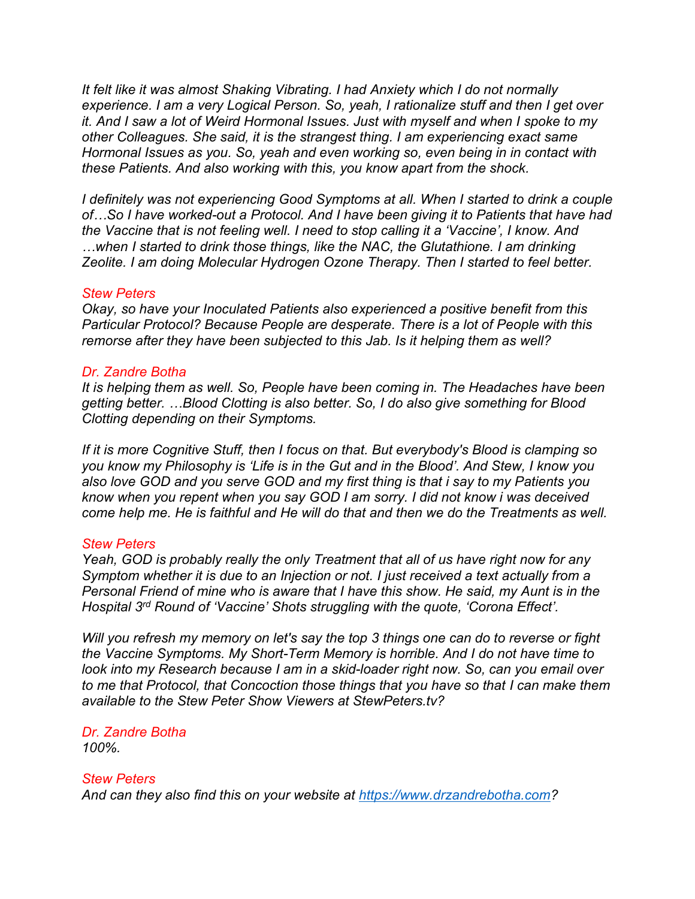*It felt like it was almost Shaking Vibrating. I had Anxiety which I do not normally experience. I am a very Logical Person. So, yeah, I rationalize stuff and then I get over it. And I saw a lot of Weird Hormonal Issues. Just with myself and when I spoke to my other Colleagues. She said, it is the strangest thing. I am experiencing exact same Hormonal Issues as you. So, yeah and even working so, even being in in contact with these Patients. And also working with this, you know apart from the shock.*

*I definitely was not experiencing Good Symptoms at all. When I started to drink a couple of…So I have worked-out a Protocol. And I have been giving it to Patients that have had the Vaccine that is not feeling well. I need to stop calling it a 'Vaccine', I know. And …when I started to drink those things, like the NAC, the Glutathione. I am drinking Zeolite. I am doing Molecular Hydrogen Ozone Therapy. Then I started to feel better.*

*Stew Peters*
*Okay, so have your Inoculated Patients also experienced a positive benefit from this Particular Protocol? Because People are desperate. There is a lot of People with this remorse after they have been subjected to this Jab. Is it helping them as well?*

*Dr. Zandre Botha*
*It is helping them as well. So, People have been coming in. The Headaches have been getting better. …Blood Clotting is also better. So, I do also give something for Blood Clotting depending on their Symptoms.*

*If it is more Cognitive Stuff, then I focus on that. But everybody's Blood is clamping so you know my Philosophy is 'Life is in the Gut and in the Blood'. And Stew, I know you also love GOD and you serve GOD and my first thing is that i say to my Patients you know when you repent when you say GOD I am sorry. I did not know i was deceived come help me. He is faithful and He will do that and then we do the Treatments as well.*

*Stew Peters*
*Yeah, GOD is probably really the only Treatment that all of us have right now for any Symptom whether it is due to an Injection or not. I just received a text actually from a Personal Friend of mine who is aware that I have this show. He said, my Aunt is in the Hospital 3rd Round of 'Vaccine' Shots struggling with the quote, 'Corona Effect'.*

*Will you refresh my memory on let's say the top 3 things one can do to reverse or fight the Vaccine Symptoms. My Short-Term Memory is horrible. And I do not have time to look into my Research because I am in a skid-loader right now. So, can you email over to me that Protocol, that Concoction those things that you have so that I can make them available to the Stew Peter Show Viewers at StewPeters.tv?*

*Dr. Zandre Botha*
*100%.*

*Stew Peters*
*And can they also find this on your website at [https://www.drzandrebotha.com](https://www.drzandrebotha.com)?*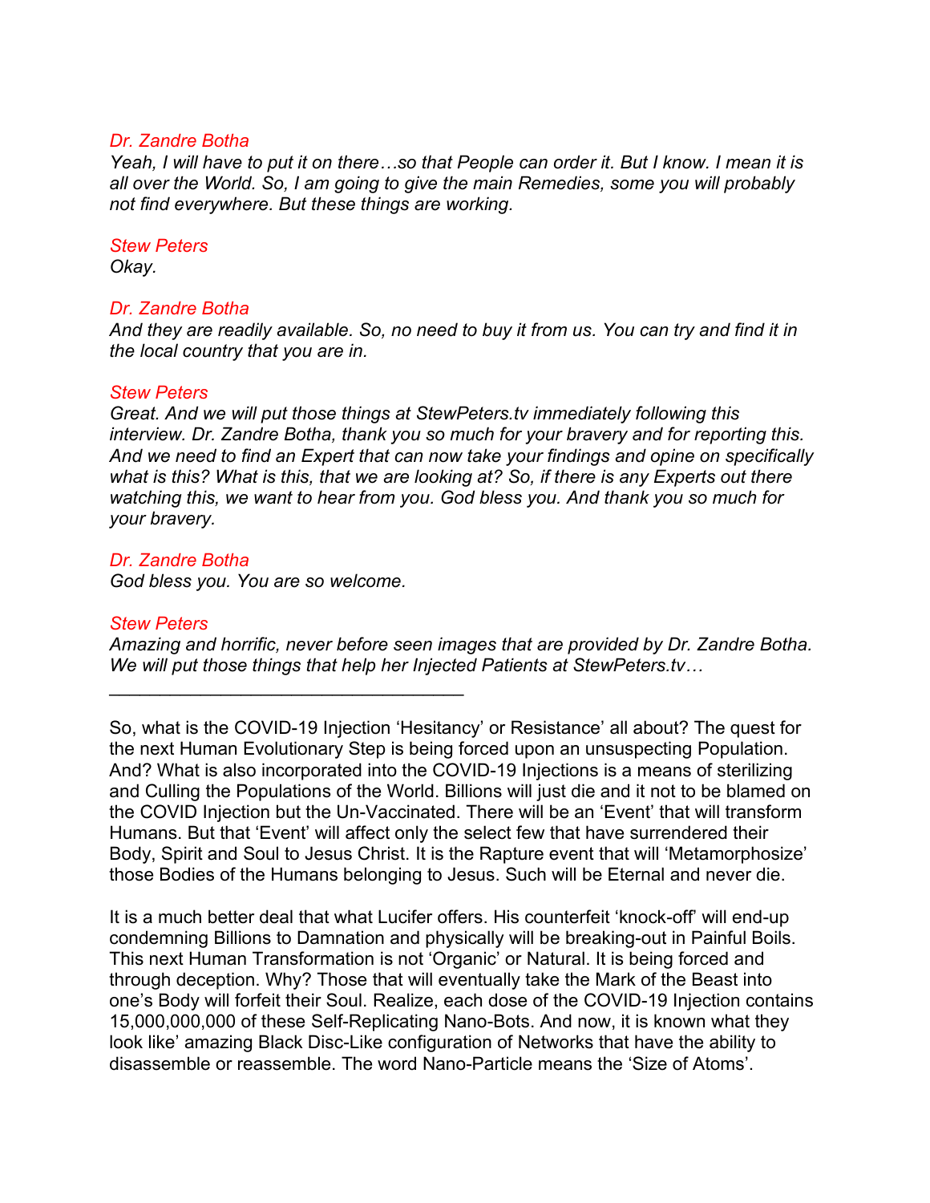*Dr. Zandre Botha*
*Yeah, I will have to put it on there…so that People can order it. But I know. I mean it is all over the World. So, I am going to give the main Remedies, some you will probably not find everywhere. But these things are working.*

*Stew Peters*
*Okay.*

*Dr. Zandre Botha*
*And they are readily available. So, no need to buy it from us. You can try and find it in the local country that you are in.*

*Stew Peters*
*Great. And we will put those things at StewPeters.tv immediately following this interview. Dr. Zandre Botha, thank you so much for your bravery and for reporting this. And we need to find an Expert that can now take your findings and opine on specifically what is this? What is this, that we are looking at? So, if there is any Experts out there watching this, we want to hear from you. God bless you. And thank you so much for your bravery.*

*Dr. Zandre Botha*
*God bless you. You are so welcome.*

*Stew Peters*
*Amazing and horrific, never before seen images that are provided by Dr. Zandre Botha. We will put those things that help her Injected Patients at StewPeters.tv…*

---

So, what is the COVID-19 Injection 'Hesitancy' or Resistance' all about? The quest for the next Human Evolutionary Step is being forced upon an unsuspecting Population. And? What is also incorporated into the COVID-19 Injections is a means of sterilizing and Culling the Populations of the World. Billions will just die and it not to be blamed on the COVID Injection but the Un-Vaccinated. There will be an 'Event' that will transform Humans. But that 'Event' will affect only the select few that have surrendered their Body, Spirit and Soul to Jesus Christ. It is the Rapture event that will 'Metamorphosize' those Bodies of the Humans belonging to Jesus. Such will be Eternal and never die.

It is a much better deal that what Lucifer offers. His counterfeit 'knock-off' will end-up condemning Billions to Damnation and physically will be breaking-out in Painful Boils. This next Human Transformation is not 'Organic' or Natural. It is being forced and through deception. Why? Those that will eventually take the Mark of the Beast into one's Body will forfeit their Soul. Realize, each dose of the COVID-19 Injection contains 15,000,000,000 of these Self-Replicating Nano-Bots. And now, it is known what they look like' amazing Black Disc-Like configuration of Networks that have the ability to disassemble or reassemble. The word Nano-Particle means the 'Size of Atoms'.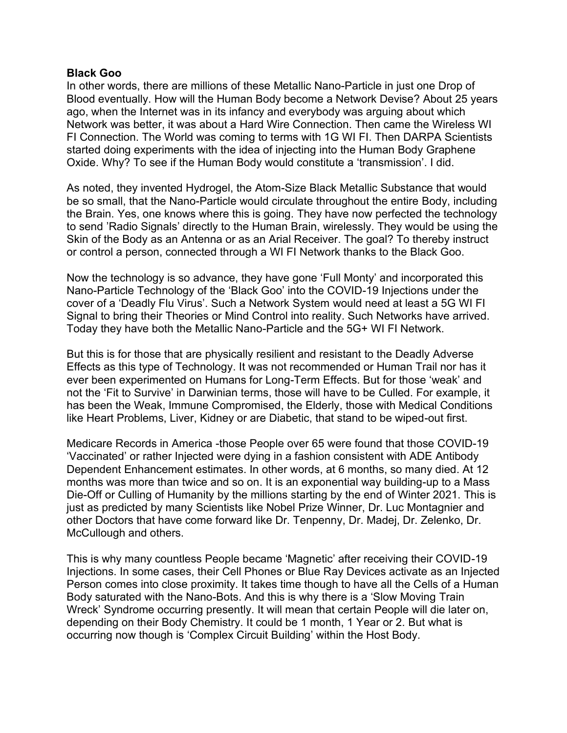**Black Goo**

In other words, there are millions of these Metallic Nano-Particle in just one Drop of Blood eventually. How will the Human Body become a Network Devise? About 25 years ago, when the Internet was in its infancy and everybody was arguing about which Network was better, it was about a Hard Wire Connection. Then came the Wireless WI FI Connection. The World was coming to terms with 1G WI FI. Then DARPA Scientists started doing experiments with the idea of injecting into the Human Body Graphene Oxide. Why? To see if the Human Body would constitute a 'transmission'. I did.

As noted, they invented Hydrogel, the Atom-Size Black Metallic Substance that would be so small, that the Nano-Particle would circulate throughout the entire Body, including the Brain. Yes, one knows where this is going. They have now perfected the technology to send 'Radio Signals' directly to the Human Brain, wirelessly. They would be using the Skin of the Body as an Antenna or as an Arial Receiver. The goal? To thereby instruct or control a person, connected through a WI FI Network thanks to the Black Goo.

Now the technology is so advance, they have gone 'Full Monty' and incorporated this Nano-Particle Technology of the 'Black Goo' into the COVID-19 Injections under the cover of a 'Deadly Flu Virus'. Such a Network System would need at least a 5G WI FI Signal to bring their Theories or Mind Control into reality. Such Networks have arrived. Today they have both the Metallic Nano-Particle and the 5G+ WI FI Network.

But this is for those that are physically resilient and resistant to the Deadly Adverse Effects as this type of Technology. It was not recommended or Human Trail nor has it ever been experimented on Humans for Long-Term Effects. But for those 'weak' and not the 'Fit to Survive' in Darwinian terms, those will have to be Culled. For example, it has been the Weak, Immune Compromised, the Elderly, those with Medical Conditions like Heart Problems, Liver, Kidney or are Diabetic, that stand to be wiped-out first.

Medicare Records in America -those People over 65 were found that those COVID-19 'Vaccinated' or rather Injected were dying in a fashion consistent with ADE Antibody Dependent Enhancement estimates. In other words, at 6 months, so many died. At 12 months was more than twice and so on. It is an exponential way building-up to a Mass Die-Off or Culling of Humanity by the millions starting by the end of Winter 2021. This is just as predicted by many Scientists like Nobel Prize Winner, Dr. Luc Montagnier and other Doctors that have come forward like Dr. Tenpenny, Dr. Madej, Dr. Zelenko, Dr. McCullough and others.

This is why many countless People became 'Magnetic' after receiving their COVID-19 Injections. In some cases, their Cell Phones or Blue Ray Devices activate as an Injected Person comes into close proximity. It takes time though to have all the Cells of a Human Body saturated with the Nano-Bots. And this is why there is a 'Slow Moving Train Wreck' Syndrome occurring presently. It will mean that certain People will die later on, depending on their Body Chemistry. It could be 1 month, 1 Year or 2. But what is occurring now though is 'Complex Circuit Building' within the Host Body.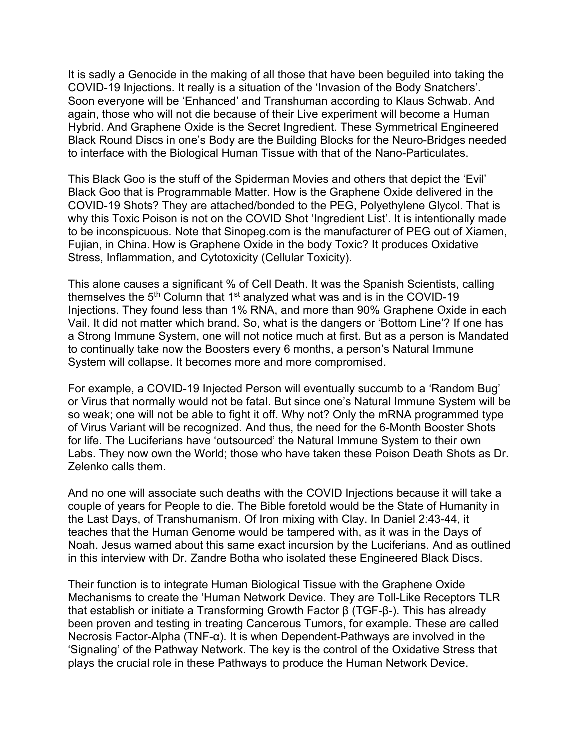It is sadly a Genocide in the making of all those that have been beguiled into taking the COVID-19 Injections. It really is a situation of the 'Invasion of the Body Snatchers'. Soon everyone will be 'Enhanced' and Transhuman according to Klaus Schwab. And again, those who will not die because of their Live experiment will become a Human Hybrid. And Graphene Oxide is the Secret Ingredient. These Symmetrical Engineered Black Round Discs in one's Body are the Building Blocks for the Neuro-Bridges needed to interface with the Biological Human Tissue with that of the Nano-Particulates.

This Black Goo is the stuff of the Spiderman Movies and others that depict the 'Evil' Black Goo that is Programmable Matter. How is the Graphene Oxide delivered in the COVID-19 Shots? They are attached/bonded to the PEG, Polyethylene Glycol. That is why this Toxic Poison is not on the COVID Shot 'Ingredient List'. It is intentionally made to be inconspicuous. Note that Sinopeg.com is the manufacturer of PEG out of Xiamen, Fujian, in China. How is Graphene Oxide in the body Toxic? It produces Oxidative Stress, Inflammation, and Cytotoxicity (Cellular Toxicity).

This alone causes a significant % of Cell Death. It was the Spanish Scientists, calling themselves the 5th Column that 1st analyzed what was and is in the COVID-19 Injections. They found less than 1% RNA, and more than 90% Graphene Oxide in each Vail. It did not matter which brand. So, what is the dangers or 'Bottom Line'? If one has a Strong Immune System, one will not notice much at first. But as a person is Mandated to continually take now the Boosters every 6 months, a person's Natural Immune System will collapse. It becomes more and more compromised.

For example, a COVID-19 Injected Person will eventually succumb to a 'Random Bug' or Virus that normally would not be fatal. But since one's Natural Immune System will be so weak; one will not be able to fight it off. Why not? Only the mRNA programmed type of Virus Variant will be recognized. And thus, the need for the 6-Month Booster Shots for life. The Luciferians have 'outsourced' the Natural Immune System to their own Labs. They now own the World; those who have taken these Poison Death Shots as Dr. Zelenko calls them.

And no one will associate such deaths with the COVID Injections because it will take a couple of years for People to die. The Bible foretold would be the State of Humanity in the Last Days, of Transhumanism. Of Iron mixing with Clay. In Daniel 2:43-44, it teaches that the Human Genome would be tampered with, as it was in the Days of Noah. Jesus warned about this same exact incursion by the Luciferians. And as outlined in this interview with Dr. Zandre Botha who isolated these Engineered Black Discs.

Their function is to integrate Human Biological Tissue with the Graphene Oxide Mechanisms to create the 'Human Network Device. They are Toll-Like Receptors TLR that establish or initiate a Transforming Growth Factor β (TGF-β-). This has already been proven and testing in treating Cancerous Tumors, for example. These are called Necrosis Factor-Alpha (TNF-α). It is when Dependent-Pathways are involved in the 'Signaling' of the Pathway Network. The key is the control of the Oxidative Stress that plays the crucial role in these Pathways to produce the Human Network Device.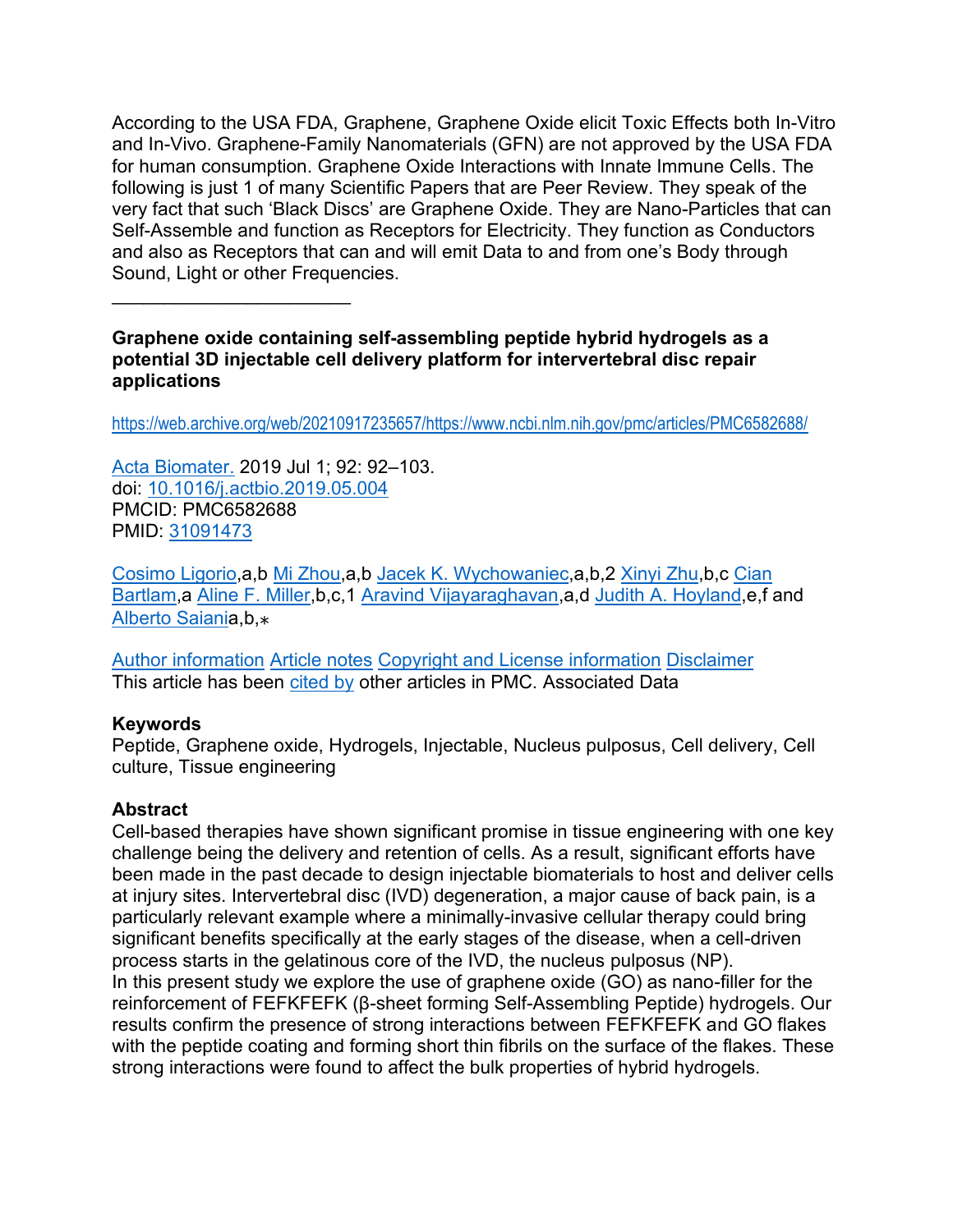According to the USA FDA, Graphene, Graphene Oxide elicit Toxic Effects both In-Vitro and In-Vivo. Graphene-Family Nanomaterials (GFN) are not approved by the USA FDA for human consumption. Graphene Oxide Interactions with Innate Immune Cells. The following is just 1 of many Scientific Papers that are Peer Review. They speak of the very fact that such 'Black Discs' are Graphene Oxide. They are Nano-Particles that can Self-Assemble and function as Receptors for Electricity. They function as Conductors and also as Receptors that can and will emit Data to and from one's Body through Sound, Light or other Frequencies.

______________________

**Graphene oxide containing self-assembling peptide hybrid hydrogels as a potential 3D injectable cell delivery platform for intervertebral disc repair applications**

https://web.archive.org/web/20210917235657/https://www.ncbi.nlm.nih.gov/pmc/articles/PMC6582688/

Acta Biomater. 2019 Jul 1; 92: 92–103.
doi: 10.1016/j.actbio.2019.05.004
PMCID: PMC6582688
PMID: 31091473

Cosimo Ligorio,[a,b] Mi Zhou,[a,b] Jacek K. Wychowaniec,[a,b,2] Xinyi Zhu,[b,c] Cian Bartlam,[a] Aline F. Miller,[b,c,1] Aravind Vijayaraghavan,[a,d] Judith A. Hoyland,[e,f] and Alberto Saiani[a,b,*]

Author information Article notes Copyright and License information Disclaimer
This article has been cited by other articles in PMC. Associated Data

**Keywords**
Peptide, Graphene oxide, Hydrogels, Injectable, Nucleus pulposus, Cell delivery, Cell culture, Tissue engineering

**Abstract**
Cell-based therapies have shown significant promise in tissue engineering with one key challenge being the delivery and retention of cells. As a result, significant efforts have been made in the past decade to design injectable biomaterials to host and deliver cells at injury sites. Intervertebral disc (IVD) degeneration, a major cause of back pain, is a particularly relevant example where a minimally-invasive cellular therapy could bring significant benefits specifically at the early stages of the disease, when a cell-driven process starts in the gelatinous core of the IVD, the nucleus pulposus (NP).
In this present study we explore the use of graphene oxide (GO) as nano-filler for the reinforcement of FEFKFEFK (β-sheet forming Self-Assembling Peptide) hydrogels. Our results confirm the presence of strong interactions between FEFKFEFK and GO flakes with the peptide coating and forming short thin fibrils on the surface of the flakes. These strong interactions were found to affect the bulk properties of hybrid hydrogels.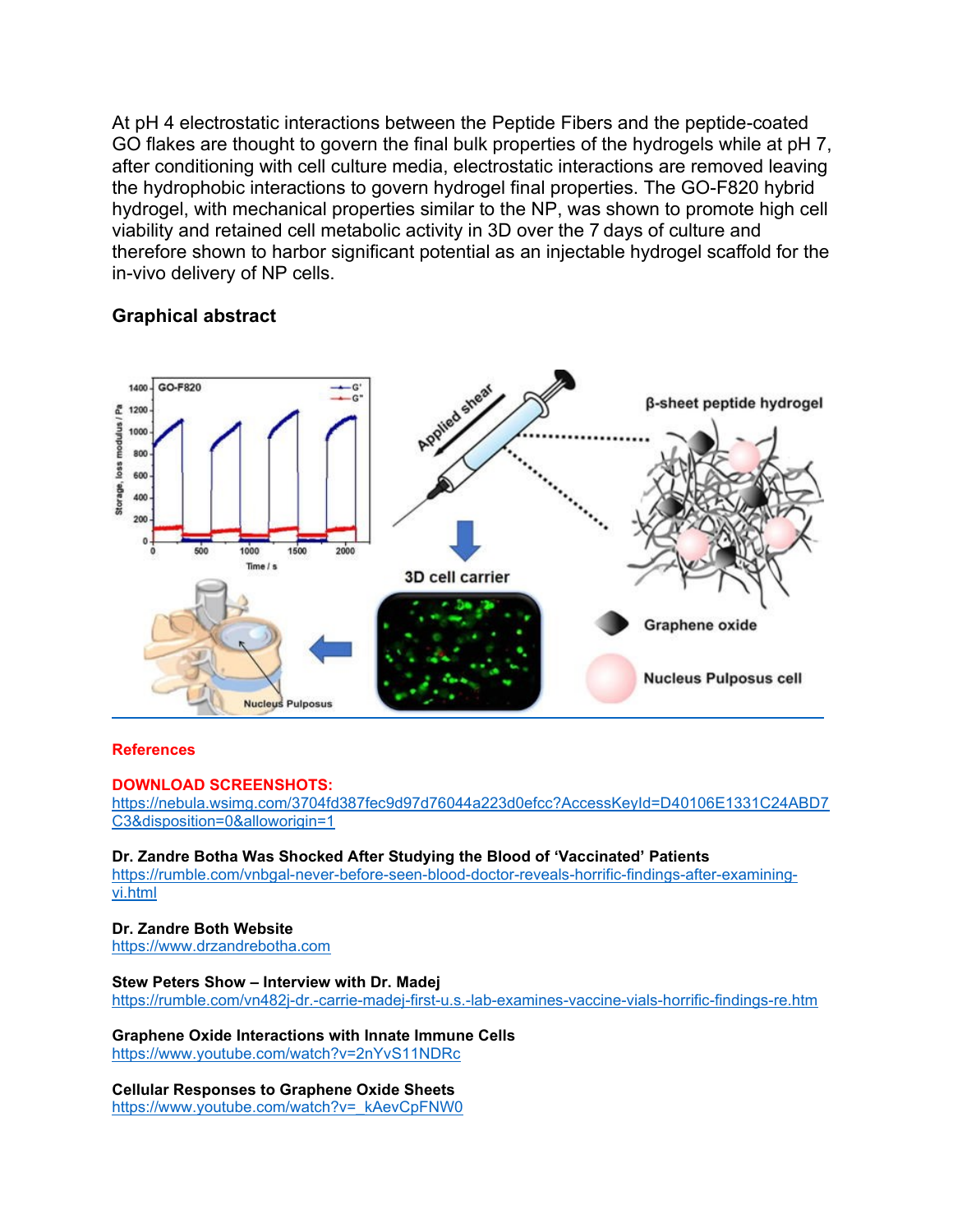At pH 4 electrostatic interactions between the Peptide Fibers and the peptide-coated GO flakes are thought to govern the final bulk properties of the hydrogels while at pH 7, after conditioning with cell culture media, electrostatic interactions are removed leaving the hydrophobic interactions to govern hydrogel final properties. The GO-F820 hybrid hydrogel, with mechanical properties similar to the NP, was shown to promote high cell viability and retained cell metabolic activity in 3D over the 7 days of culture and therefore shown to harbor significant potential as an injectable hydrogel scaffold for the in-vivo delivery of NP cells.

### Graphical abstract

GO-F820

G'

G"

Storage, loss modulus / Pa

1400

1200

1000

800

600

400

200

0

0

500

1000

1500

2000

Time / s

Applied shear

β-sheet peptide hydrogel

3D cell carrier

Graphene oxide

Nucleus Pulposus cell

Nucleus Pulposus

## References

**DOWNLOAD SCREENSHOTS:**
https://nebula.wsimg.com/3704fd387fec9d97d76044a223d0efcc?AccessKeyId=D40106E1331C24ABD7C3&disposition=0&alloworigin=1

**Dr. Zandre Botha Was Shocked After Studying the Blood of 'Vaccinated' Patients**
https://rumble.com/vnbgal-never-before-seen-blood-doctor-reveals-horrific-findings-after-examining-vi.html

**Dr. Zandre Both Website**
https://www.drzandrebotha.com

**Stew Peters Show – Interview with Dr. Madej**
https://rumble.com/vn482j-dr.-carrie-madej-first-u.s.-lab-examines-vaccine-vials-horrific-findings-re.htm

**Graphene Oxide Interactions with Innate Immune Cells**
https://www.youtube.com/watch?v=2nYvS11NDRc

**Cellular Responses to Graphene Oxide Sheets**
https://www.youtube.com/watch?v=_kAevCpFNW0